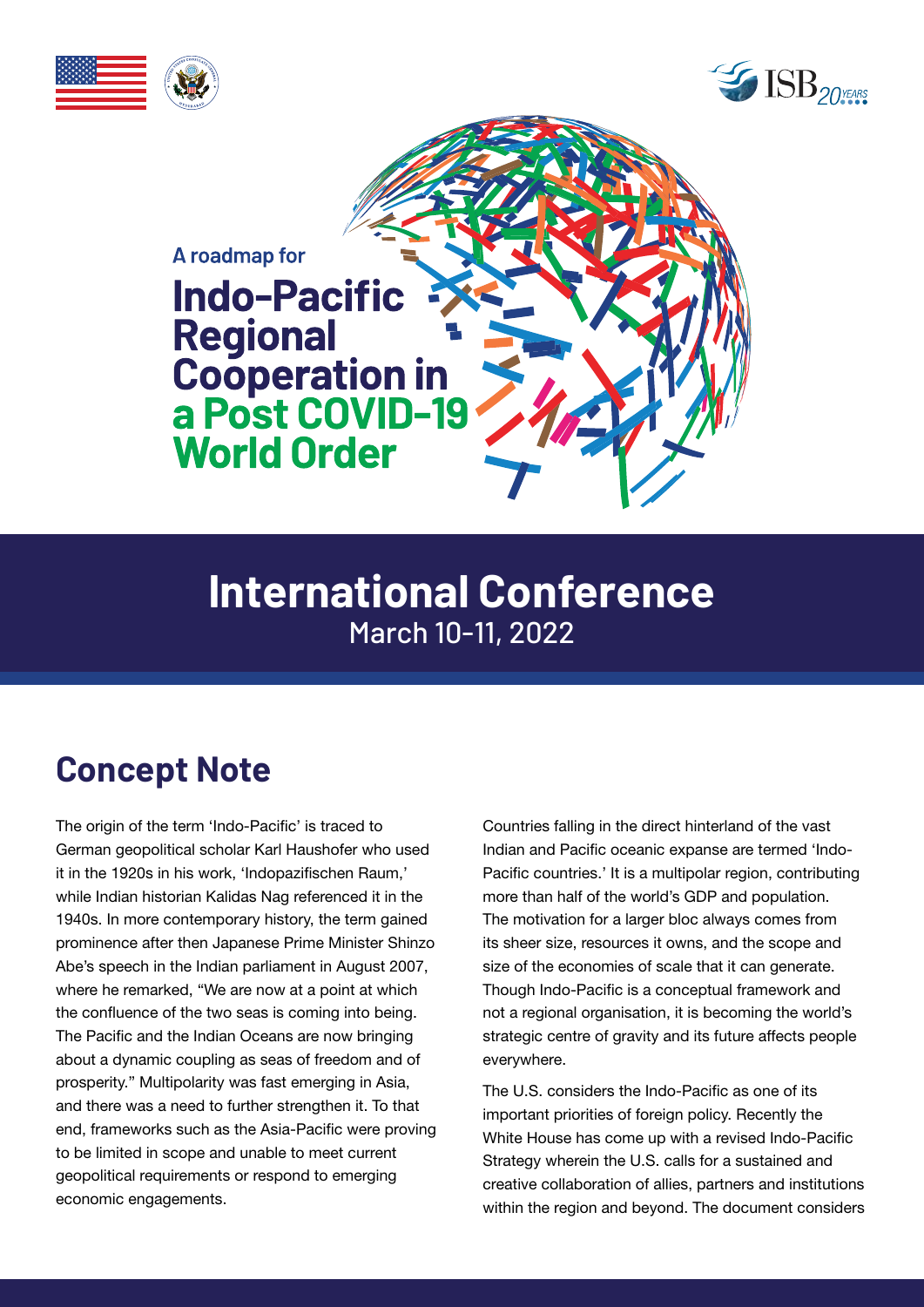A roadmap for

# Indo-Pacific Regional Cooperation in a Post COVID-19 World Order

## International Conference

March 10-11, 2022

## Concept Note

The origin of the term 'Indo-Pacific' is traced to German geopolitical scholar Karl Haushofer who used it in the 1920s in his work, 'Indopazifischen Raum,' while Indian historian Kalidas Nag referenced it in the 1940s. In more contemporary history, the term gained prominence after then Japanese Prime Minister Shinzo Abe's speech in the Indian parliament in August 2007, where he remarked, "We are now at a point at which the confluence of the two seas is coming into being. The Pacific and the Indian Oceans are now bringing about a dynamic coupling as seas of freedom and of prosperity." Multipolarity was fast emerging in Asia, and there was a need to further strengthen it. To that end, frameworks such as the Asia-Pacific were proving to be limited in scope and unable to meet current geopolitical requirements or respond to emerging economic engagements.

Countries falling in the direct hinterland of the vast Indian and Pacific oceanic expanse are termed 'Indo-Pacific countries.' It is a multipolar region, contributing more than half of the world's GDP and population. The motivation for a larger bloc always comes from its sheer size, resources it owns, and the scope and size of the economies of scale that it can generate. Though Indo-Pacific is a conceptual framework and not a regional organisation, it is becoming the world's strategic centre of gravity and its future affects people everywhere.

The U.S. considers the Indo-Pacific as one of its important priorities of foreign policy. Recently the White House has come up with a revised Indo-Pacific Strategy wherein the U.S. calls for a sustained and creative collaboration of allies, partners and institutions within the region and beyond. The document considers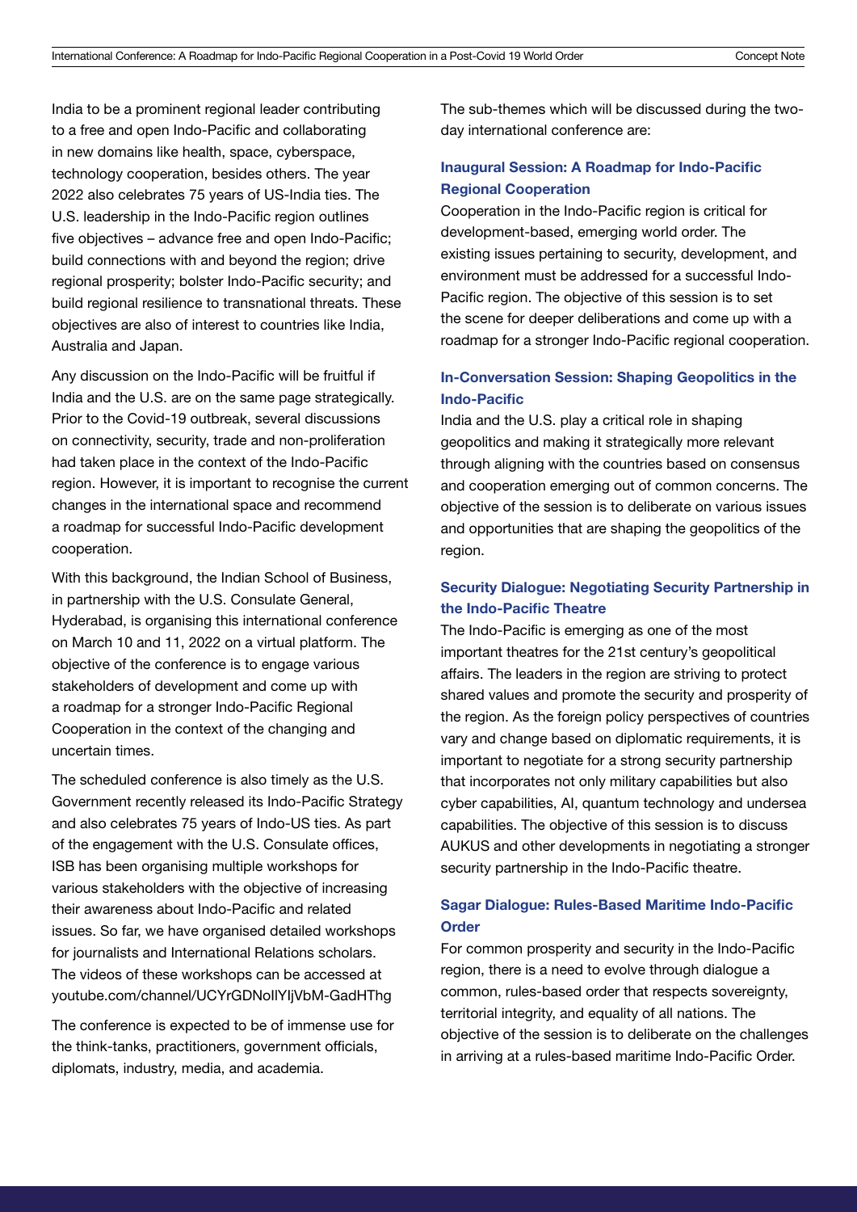India to be a prominent regional leader contributing to a free and open Indo-Pacific and collaborating in new domains like health, space, cyberspace, technology cooperation, besides others. The year 2022 also celebrates 75 years of US-India ties. The U.S. leadership in the Indo-Pacific region outlines five objectives – advance free and open Indo-Pacific; build connections with and beyond the region; drive regional prosperity; bolster Indo-Pacific security; and build regional resilience to transnational threats. These objectives are also of interest to countries like India, Australia and Japan.

Any discussion on the Indo-Pacific will be fruitful if India and the U.S. are on the same page strategically. Prior to the Covid-19 outbreak, several discussions on connectivity, security, trade and non-proliferation had taken place in the context of the Indo-Pacific region. However, it is important to recognise the current changes in the international space and recommend a roadmap for successful Indo-Pacific development cooperation.

With this background, the Indian School of Business, in partnership with the U.S. Consulate General, Hyderabad, is organising this international conference on March 10 and 11, 2022 on a virtual platform. The objective of the conference is to engage various stakeholders of development and come up with a roadmap for a stronger Indo-Pacific Regional Cooperation in the context of the changing and uncertain times.

The scheduled conference is also timely as the U.S. Government recently released its Indo-Pacific Strategy and also celebrates 75 years of Indo-US ties. As part of the engagement with the U.S. Consulate offices, ISB has been organising multiple workshops for various stakeholders with the objective of increasing their awareness about Indo-Pacific and related issues. So far, we have organised detailed workshops for journalists and International Relations scholars. The videos of these workshops can be accessed at youtube.com/channel/UCYrGDNoIlYljVbM-GadHThg

The conference is expected to be of immense use for the think-tanks, practitioners, government officials, diplomats, industry, media, and academia.

The sub-themes which will be discussed during the two-day international conference are:

### Inaugural Session: A Roadmap for Indo-Pacific Regional Cooperation

Cooperation in the Indo-Pacific region is critical for development-based, emerging world order. The existing issues pertaining to security, development, and environment must be addressed for a successful Indo-Pacific region. The objective of this session is to set the scene for deeper deliberations and come up with a roadmap for a stronger Indo-Pacific regional cooperation.

### In-Conversation Session: Shaping Geopolitics in the Indo-Pacific

India and the U.S. play a critical role in shaping geopolitics and making it strategically more relevant through aligning with the countries based on consensus and cooperation emerging out of common concerns. The objective of the session is to deliberate on various issues and opportunities that are shaping the geopolitics of the region.

### Security Dialogue: Negotiating Security Partnership in the Indo-Pacific Theatre

The Indo-Pacific is emerging as one of the most important theatres for the 21st century's geopolitical affairs. The leaders in the region are striving to protect shared values and promote the security and prosperity of the region. As the foreign policy perspectives of countries vary and change based on diplomatic requirements, it is important to negotiate for a strong security partnership that incorporates not only military capabilities but also cyber capabilities, AI, quantum technology and undersea capabilities. The objective of this session is to discuss AUKUS and other developments in negotiating a stronger security partnership in the Indo-Pacific theatre.

### Sagar Dialogue: Rules-Based Maritime Indo-Pacific Order

For common prosperity and security in the Indo-Pacific region, there is a need to evolve through dialogue a common, rules-based order that respects sovereignty, territorial integrity, and equality of all nations. The objective of the session is to deliberate on the challenges in arriving at a rules-based maritime Indo-Pacific Order.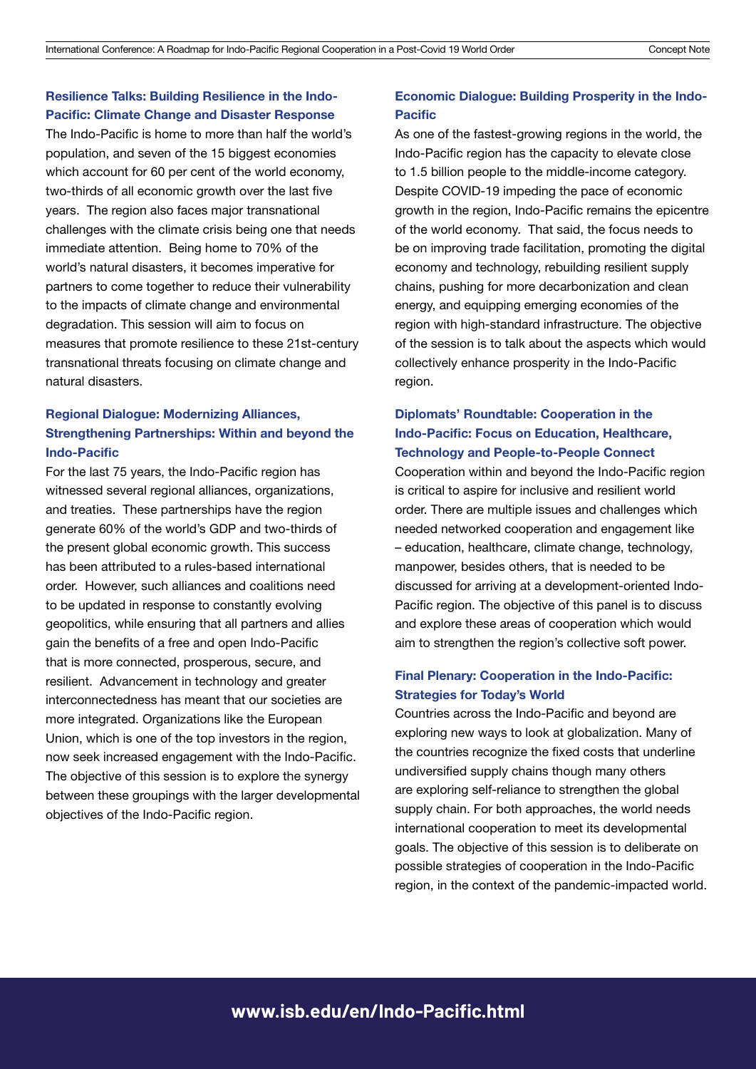### Resilience Talks: Building Resilience in the Indo-Pacific: Climate Change and Disaster Response

The Indo-Pacific is home to more than half the world's population, and seven of the 15 biggest economies which account for 60 per cent of the world economy, two-thirds of all economic growth over the last five years. The region also faces major transnational challenges with the climate crisis being one that needs immediate attention. Being home to 70% of the world's natural disasters, it becomes imperative for partners to come together to reduce their vulnerability to the impacts of climate change and environmental degradation. This session will aim to focus on measures that promote resilience to these 21st-century transnational threats focusing on climate change and natural disasters.

### Regional Dialogue: Modernizing Alliances, Strengthening Partnerships: Within and beyond the Indo-Pacific

For the last 75 years, the Indo-Pacific region has witnessed several regional alliances, organizations, and treaties. These partnerships have the region generate 60% of the world's GDP and two-thirds of the present global economic growth. This success has been attributed to a rules-based international order. However, such alliances and coalitions need to be updated in response to constantly evolving geopolitics, while ensuring that all partners and allies gain the benefits of a free and open Indo-Pacific that is more connected, prosperous, secure, and resilient. Advancement in technology and greater interconnectedness has meant that our societies are more integrated. Organizations like the European Union, which is one of the top investors in the region, now seek increased engagement with the Indo-Pacific. The objective of this session is to explore the synergy between these groupings with the larger developmental objectives of the Indo-Pacific region.

### Economic Dialogue: Building Prosperity in the Indo-Pacific

As one of the fastest-growing regions in the world, the Indo-Pacific region has the capacity to elevate close to 1.5 billion people to the middle-income category. Despite COVID-19 impeding the pace of economic growth in the region, Indo-Pacific remains the epicentre of the world economy. That said, the focus needs to be on improving trade facilitation, promoting the digital economy and technology, rebuilding resilient supply chains, pushing for more decarbonization and clean energy, and equipping emerging economies of the region with high-standard infrastructure. The objective of the session is to talk about the aspects which would collectively enhance prosperity in the Indo-Pacific region.

### Diplomats' Roundtable: Cooperation in the Indo-Pacific: Focus on Education, Healthcare, Technology and People-to-People Connect

Cooperation within and beyond the Indo-Pacific region is critical to aspire for inclusive and resilient world order. There are multiple issues and challenges which needed networked cooperation and engagement like – education, healthcare, climate change, technology, manpower, besides others, that is needed to be discussed for arriving at a development-oriented Indo-Pacific region. The objective of this panel is to discuss and explore these areas of cooperation which would aim to strengthen the region's collective soft power.

### Final Plenary: Cooperation in the Indo-Pacific: Strategies for Today's World

Countries across the Indo-Pacific and beyond are exploring new ways to look at globalization. Many of the countries recognize the fixed costs that underline undiversified supply chains though many others are exploring self-reliance to strengthen the global supply chain. For both approaches, the world needs international cooperation to meet its developmental goals. The objective of this session is to deliberate on possible strategies of cooperation in the Indo-Pacific region, in the context of the pandemic-impacted world.

**www.isb.edu/en/Indo-Pacific.html**